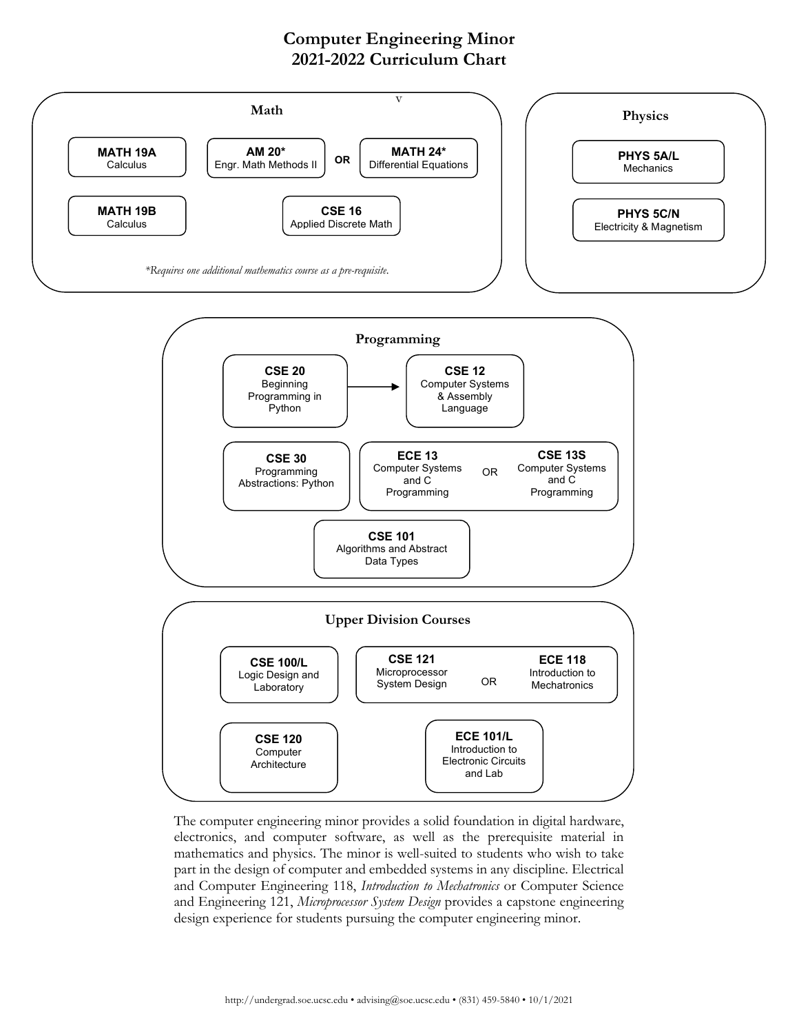# Computer Engineering Minor
# 2021-2022 Curriculum Chart

v

## Math

- **MATH 19A** Calculus
- **AM 20*** Engr. Math Methods II **OR** **MATH 24*** Differential Equations
- **MATH 19B** Calculus
- **CSE 16** Applied Discrete Math

*\*Requires one additional mathematics course as a pre-requisite.*

## Physics

- **PHYS 5A/L** Mechanics
- **PHYS 5C/N** Electricity & Magnetism

## Programming

- **CSE 20** Beginning Programming in Python → **CSE 12** Computer Systems & Assembly Language
- **CSE 30** Programming Abstractions: Python
- **ECE 13** Computer Systems and C Programming OR **CSE 13S** Computer Systems and C Programming
- **CSE 101** Algorithms and Abstract Data Types

## Upper Division Courses

- **CSE 100/L** Logic Design and Laboratory
- **CSE 121** Microprocessor System Design OR **ECE 118** Introduction to Mechatronics
- **CSE 120** Computer Architecture
- **ECE 101/L** Introduction to Electronic Circuits and Lab

The computer engineering minor provides a solid foundation in digital hardware, electronics, and computer software, as well as the prerequisite material in mathematics and physics. The minor is well-suited to students who wish to take part in the design of computer and embedded systems in any discipline. Electrical and Computer Engineering 118, *Introduction to Mechatronics* or Computer Science and Engineering 121, *Microprocessor System Design* provides a capstone engineering design experience for students pursuing the computer engineering minor.

http://undergrad.soe.ucsc.edu • advising@soe.ucsc.edu • (831) 459-5840 • 10/1/2021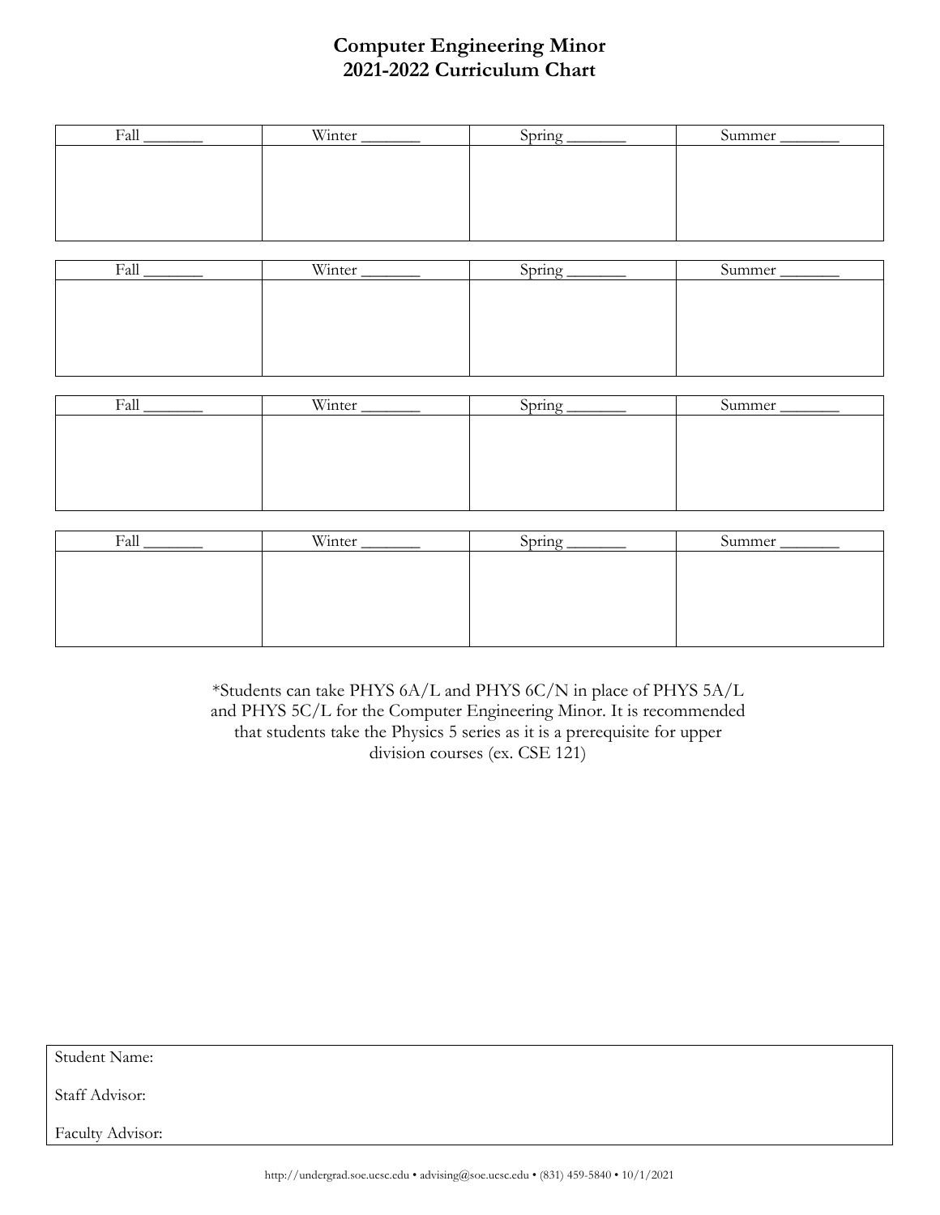# Computer Engineering Minor
## 2021-2022 Curriculum Chart

| Fall _______ | Winter _______ | Spring _______ | Summer _______ |
|---|---|---|---|
| | | | |

| Fall _______ | Winter _______ | Spring _______ | Summer _______ |
|---|---|---|---|
| | | | |

| Fall _______ | Winter _______ | Spring _______ | Summer _______ |
|---|---|---|---|
| | | | |

| Fall _______ | Winter _______ | Spring _______ | Summer _______ |
|---|---|---|---|
| | | | |

*Students can take PHYS 6A/L and PHYS 6C/N in place of PHYS 5A/L and PHYS 5C/L for the Computer Engineering Minor. It is recommended that students take the Physics 5 series as it is a prerequisite for upper division courses (ex. CSE 121)

Student Name:

Staff Advisor:

Faculty Advisor:

http://undergrad.soe.ucsc.edu • advising@soe.ucsc.edu • (831) 459-5840 • 10/1/2021